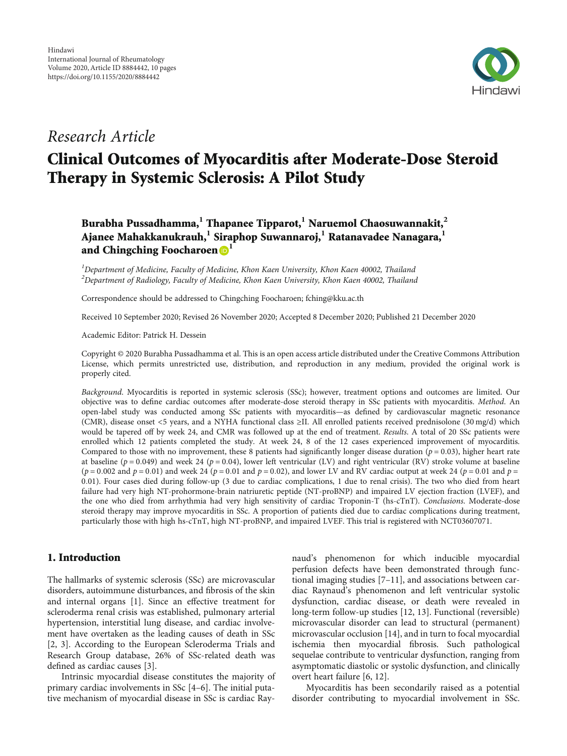Hindawi
International Journal of Rheumatology
Volume 2020, Article ID 8884442, 10 pages
https://doi.org/10.1155/2020/8884442

*Research Article*

# Clinical Outcomes of Myocarditis after Moderate-Dose Steroid Therapy in Systemic Sclerosis: A Pilot Study

**Burabha Pussadhamma,[1] Thapanee Tipparot,[1] Naruemol Chaosuwannakit,[2] Ajanee Mahakkanukrauh,[1] Siraphop Suwannaroj,[1] Ratanavadee Nanagara,[1] and Chingching Foocharoen[1]**

[1]*Department of Medicine, Faculty of Medicine, Khon Kaen University, Khon Kaen 40002, Thailand*
[2]*Department of Radiology, Faculty of Medicine, Khon Kaen University, Khon Kaen 40002, Thailand*

Correspondence should be addressed to Chingching Foocharoen; fching@kku.ac.th

Received 10 September 2020; Revised 26 November 2020; Accepted 8 December 2020; Published 21 December 2020

Academic Editor: Patrick H. Dessein

Copyright © 2020 Burabha Pussadhamma et al. This is an open access article distributed under the Creative Commons Attribution License, which permits unrestricted use, distribution, and reproduction in any medium, provided the original work is properly cited.

*Background.* Myocarditis is reported in systemic sclerosis (SSc); however, treatment options and outcomes are limited. Our objective was to define cardiac outcomes after moderate-dose steroid therapy in SSc patients with myocarditis. *Method.* An open-label study was conducted among SSc patients with myocarditis—as defined by cardiovascular magnetic resonance (CMR), disease onset <5 years, and a NYHA functional class ≥II. All enrolled patients received prednisolone (30 mg/d) which would be tapered off by week 24, and CMR was followed up at the end of treatment. *Results.* A total of 20 SSc patients were enrolled which 12 patients completed the study. At week 24, 8 of the 12 cases experienced improvement of myocarditis. Compared to those with no improvement, these 8 patients had significantly longer disease duration ($p = 0.03$), higher heart rate at baseline ($p = 0.049$) and week 24 ($p = 0.04$), lower left ventricular (LV) and right ventricular (RV) stroke volume at baseline ($p = 0.002$ and $p = 0.01$) and week 24 ($p = 0.01$ and $p = 0.02$), and lower LV and RV cardiac output at week 24 ($p = 0.01$ and $p = 0.01$). Four cases died during follow-up (3 due to cardiac complications, 1 due to renal crisis). The two who died from heart failure had very high NT-prohormone-brain natriuretic peptide (NT-proBNP) and impaired LV ejection fraction (LVEF), and the one who died from arrhythmia had very high sensitivity of cardiac Troponin-T (hs-cTnT). *Conclusions.* Moderate-dose steroid therapy may improve myocarditis in SSc. A proportion of patients died due to cardiac complications during treatment, particularly those with high hs-cTnT, high NT-proBNP, and impaired LVEF. This trial is registered with NCT03607071.

## 1. Introduction

The hallmarks of systemic sclerosis (SSc) are microvascular disorders, autoimmune disturbances, and fibrosis of the skin and internal organs [1]. Since an effective treatment for scleroderma renal crisis was established, pulmonary arterial hypertension, interstitial lung disease, and cardiac involvement have overtaken as the leading causes of death in SSc [2, 3]. According to the European Scleroderma Trials and Research Group database, 26% of SSc-related death was defined as cardiac causes [3].

Intrinsic myocardial disease constitutes the majority of primary cardiac involvements in SSc [4–6]. The initial putative mechanism of myocardial disease in SSc is cardiac Raynaud's phenomenon for which inducible myocardial perfusion defects have been demonstrated through functional imaging studies [7–11], and associations between cardiac Raynaud's phenomenon and left ventricular systolic dysfunction, cardiac disease, or death were revealed in long-term follow-up studies [12, 13]. Functional (reversible) microvascular disorder can lead to structural (permanent) microvascular occlusion [14], and in turn to focal myocardial ischemia then myocardial fibrosis. Such pathological sequelae contribute to ventricular dysfunction, ranging from asymptomatic diastolic or systolic dysfunction, and clinically overt heart failure [6, 12].

Myocarditis has been secondarily raised as a potential disorder contributing to myocardial involvement in SSc.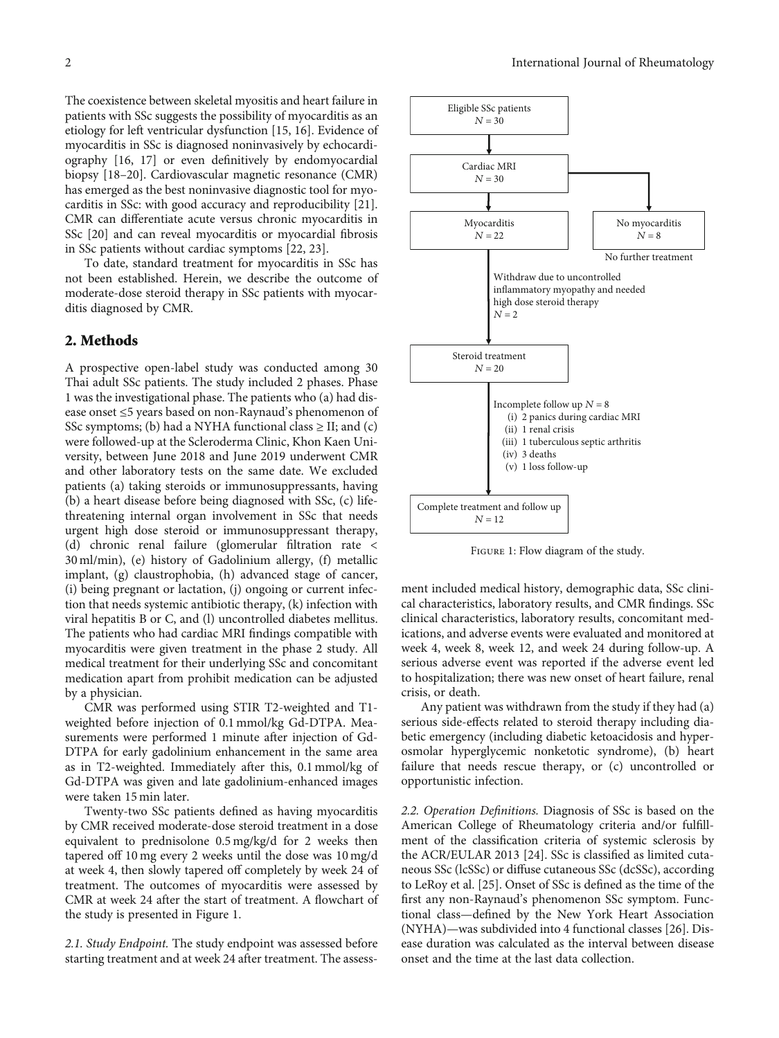The coexistence between skeletal myositis and heart failure in patients with SSc suggests the possibility of myocarditis as an etiology for left ventricular dysfunction [15, 16]. Evidence of myocarditis in SSc is diagnosed noninvasively by echocardiography [16, 17] or even definitively by endomyocardial biopsy [18–20]. Cardiovascular magnetic resonance (CMR) has emerged as the best noninvasive diagnostic tool for myocarditis in SSc: with good accuracy and reproducibility [21]. CMR can differentiate acute versus chronic myocarditis in SSc [20] and can reveal myocarditis or myocardial fibrosis in SSc patients without cardiac symptoms [22, 23].

To date, standard treatment for myocarditis in SSc has not been established. Herein, we describe the outcome of moderate-dose steroid therapy in SSc patients with myocarditis diagnosed by CMR.

## 2. Methods

A prospective open-label study was conducted among 30 Thai adult SSc patients. The study included 2 phases. Phase 1 was the investigational phase. The patients who (a) had disease onset ≤5 years based on non-Raynaud's phenomenon of SSc symptoms; (b) had a NYHA functional class ≥ II; and (c) were followed-up at the Scleroderma Clinic, Khon Kaen University, between June 2018 and June 2019 underwent CMR and other laboratory tests on the same date. We excluded patients (a) taking steroids or immunosuppressants, having (b) a heart disease before being diagnosed with SSc, (c) life-threatening internal organ involvement in SSc that needs urgent high dose steroid or immunosurpressant therapy, (d) chronic renal failure (glomerular filtration rate < 30 ml/min), (e) history of Gadolinium allergy, (f) metallic implant, (g) claustrophobia, (h) advanced stage of cancer, (i) being pregnant or lactation, (j) ongoing or current infection that needs systemic antibiotic therapy, (k) infection with viral hepatitis B or C, and (l) uncontrolled diabetes mellitus. The patients who had cardiac MRI findings compatible with myocarditis were given treatment in the phase 2 study. All medical treatment for their underlying SSc and concomitant medication apart from prohibit medication can be adjusted by a physician.

CMR was performed using STIR T2-weighted and T1-weighted before injection of 0.1 mmol/kg Gd-DTPA. Measurements were performed 1 minute after injection of Gd-DTPA for early gadolinium enhancement in the same area as in T2-weighted. Immediately after this, 0.1 mmol/kg of Gd-DTPA was given and late gadolinium-enhanced images were taken 15 min later.

Twenty-two SSc patients defined as having myocarditis by CMR received moderate-dose steroid treatment in a dose equivalent to prednisolone 0.5 mg/kg/d for 2 weeks then tapered off 10 mg every 2 weeks until the dose was 10 mg/d at week 4, then slowly tapered off completely by week 24 of treatment. The outcomes of myocarditis were assessed by CMR at week 24 after the start of treatment. A flowchart of the study is presented in Figure 1.

Eligible SSc patients
$N = 30$

→ Cardiac MRI
$N = 30$

→ Myocarditis $N = 22$ | No myocarditis $N = 8$ (No further treatment)

Withdraw due to uncontrolled inflammatory myopathy and needed high dose steroid therapy
$N = 2$

→ Steroid treatment
$N = 20$

Incomplete follow up $N = 8$
- (i) 2 panics during cardiac MRI
- (ii) 1 renal crisis
- (iii) 1 tuberculous septic arthritis
- (iv) 3 deaths
- (v) 1 loss follow-up

→ Complete treatment and follow up
$N = 12$

Figure 1: Flow diagram of the study.

*2.1. Study Endpoint.* The study endpoint was assessed before starting treatment and at week 24 after treatment. The assessment included medical history, demographic data, SSc clinical characteristics, laboratory results, and CMR findings. SSc clinical characteristics, laboratory results, concomitant medications, and adverse events were evaluated and monitored at week 4, week 8, week 12, and week 24 during follow-up. A serious adverse event was reported if the adverse event led to hospitalization; there was new onset of heart failure, renal crisis, or death.

Any patient was withdrawn from the study if they had (a) serious side-effects related to steroid therapy including diabetic emergency (including diabetic ketoacidosis and hyperosmolar hyperglycemic nonketotic syndrome), (b) heart failure that needs rescue therapy, or (c) uncontrolled or opportunistic infection.

*2.2. Operation Definitions.* Diagnosis of SSc is based on the American College of Rheumatology criteria and/or fulfillment of the classification criteria of systemic sclerosis by the ACR/EULAR 2013 [24]. SSc is classified as limited cutaneous SSc (lcSSc) or diffuse cutaneous SSc (dcSSc), according to LeRoy et al. [25]. Onset of SSc is defined as the time of the first any non-Raynaud's phenomenon SSc symptom. Functional class—defined by the New York Heart Association (NYHA)—was subdivided into 4 functional classes [26]. Disease duration was calculated as the interval between disease onset and the time at the last data collection.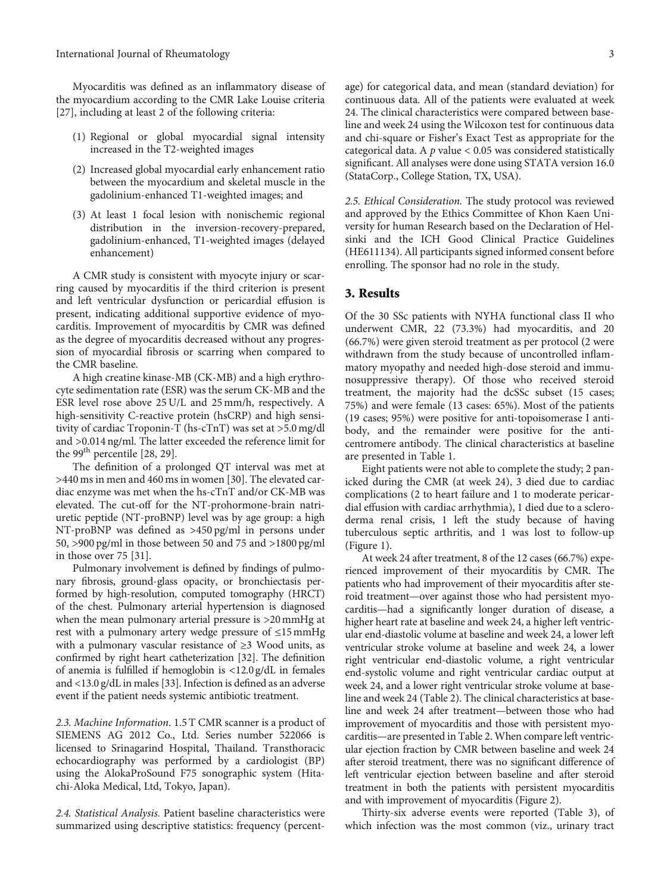Myocarditis was defined as an inflammatory disease of the myocardium according to the CMR Lake Louise criteria [27], including at least 2 of the following criteria:

(1) Regional or global myocardial signal intensity increased in the T2-weighted images

(2) Increased global myocardial early enhancement ratio between the myocardium and skeletal muscle in the gadolinium-enhanced T1-weighted images; and

(3) At least 1 focal lesion with nonischemic regional distribution in the inversion-recovery-prepared, gadolinium-enhanced, T1-weighted images (delayed enhancement)

A CMR study is consistent with myocyte injury or scarring caused by myocarditis if the third criterion is present and left ventricular dysfunction or pericardial effusion is present, indicating additional supportive evidence of myocarditis. Improvement of myocarditis by CMR was defined as the degree of myocarditis decreased without any progression of myocardial fibrosis or scarring when compared to the CMR baseline.

A high creatine kinase-MB (CK-MB) and a high erythrocyte sedimentation rate (ESR) was the serum CK-MB and the ESR level rose above 25 U/L and 25 mm/h, respectively. A high-sensitivity C-reactive protein (hsCRP) and high sensitivity of cardiac Troponin-T (hs-cTnT) was set at >5.0 mg/dl and >0.014 ng/ml. The latter exceeded the reference limit for the 99th percentile [28, 29].

The definition of a prolonged QT interval was met at >440 ms in men and 460 ms in women [30]. The elevated cardiac enzyme was met when the hs-cTnT and/or CK-MB was elevated. The cut-off for the NT-prohormone-brain natriuretic peptide (NT-proBNP) level was by age group: a high NT-proBNP was defined as >450 pg/ml in persons under 50, >900 pg/ml in those between 50 and 75 and >1800 pg/ml in those over 75 [31].

Pulmonary involvement is defined by findings of pulmonary fibrosis, ground-glass opacity, or bronchiectasis performed by high-resolution, computed tomography (HRCT) of the chest. Pulmonary arterial hypertension is diagnosed when the mean pulmonary arterial pressure is >20 mmHg at rest with a pulmonary artery wedge pressure of ≤15 mmHg with a pulmonary vascular resistance of ≥3 Wood units, as confirmed by right heart catheterization [32]. The definition of anemia is fulfilled if hemoglobin is <12.0 g/dL in females and <13.0 g/dL in males [33]. Infection is defined as an adverse event if the patient needs systemic antibiotic treatment.

*2.3. Machine Information.* 1.5 T CMR scanner is a product of SIEMENS AG 2012 Co., Ltd. Series number 522066 is licensed to Srinagarind Hospital, Thailand. Transthoracic echocardiography was performed by a cardiologist (BP) using the AlokaProSound F75 sonographic system (Hitachi-Aloka Medical, Ltd, Tokyo, Japan).

*2.4. Statistical Analysis.* Patient baseline characteristics were summarized using descriptive statistics: frequency (percentage) for categorical data, and mean (standard deviation) for continuous data. All of the patients were evaluated at week 24. The clinical characteristics were compared between baseline and week 24 using the Wilcoxon test for continuous data and chi-square or Fisher's Exact Test as appropriate for the categorical data. A $p$ value < 0.05 was considered statistically significant. All analyses were done using STATA version 16.0 (StataCorp., College Station, TX, USA).

*2.5. Ethical Consideration.* The study protocol was reviewed and approved by the Ethics Committee of Khon Kaen University for human Research based on the Declaration of Helsinki and the ICH Good Clinical Practice Guidelines (HE611134). All participants signed informed consent before enrolling. The sponsor had no role in the study.

## 3. Results

Of the 30 SSc patients with NYHA functional class II who underwent CMR, 22 (73.3%) had myocarditis, and 20 (66.7%) were given steroid treatment as per protocol (2 were withdrawn from the study because of uncontrolled inflammatory myopathy and needed high-dose steroid and immunosuppressive therapy). Of those who received steroid treatment, the majority had the dcSSc subset (15 cases; 75%) and were female (13 cases: 65%). Most of the patients (19 cases; 95%) were positive for anti-topoisomerase I antibody, and the remainder were positive for the anti-centromere antibody. The clinical characteristics at baseline are presented in Table 1.

Eight patients were not able to complete the study; 2 panicked during the CMR (at week 24), 3 died due to cardiac complications (2 to heart failure and 1 to moderate pericardial effusion with cardiac arrhythmia), 1 died due to a scleroderma renal crisis, 1 left the study because of having tuberculous septic arthritis, and 1 was lost to follow-up (Figure 1).

At week 24 after treatment, 8 of the 12 cases (66.7%) experienced improvement of their myocarditis by CMR. The patients who had improvement of their myocarditis after steroid treatment—over against those who had persistent myocarditis—had a significantly longer duration of disease, a higher heart rate at baseline and week 24, a higher left ventricular end-diastolic volume at baseline and week 24, a lower left ventricular stroke volume at baseline and week 24, a lower right ventricular end-diastolic volume, a right ventricular end-systolic volume and right ventricular cardiac output at week 24, and a lower right ventricular stroke volume at baseline and week 24 (Table 2). The clinical characteristics at baseline and week 24 after treatment—between those who had improvement of myocarditis and those with persistent myocarditis—are presented in Table 2. When compare left ventricular ejection fraction by CMR between baseline and week 24 after steroid treatment, there was no significant difference of left ventricular ejection between baseline and after steroid treatment in both the patients with persistent myocarditis and with improvement of myocarditis (Figure 2).

Thirty-six adverse events were reported (Table 3), of which infection was the most common (viz., urinary tract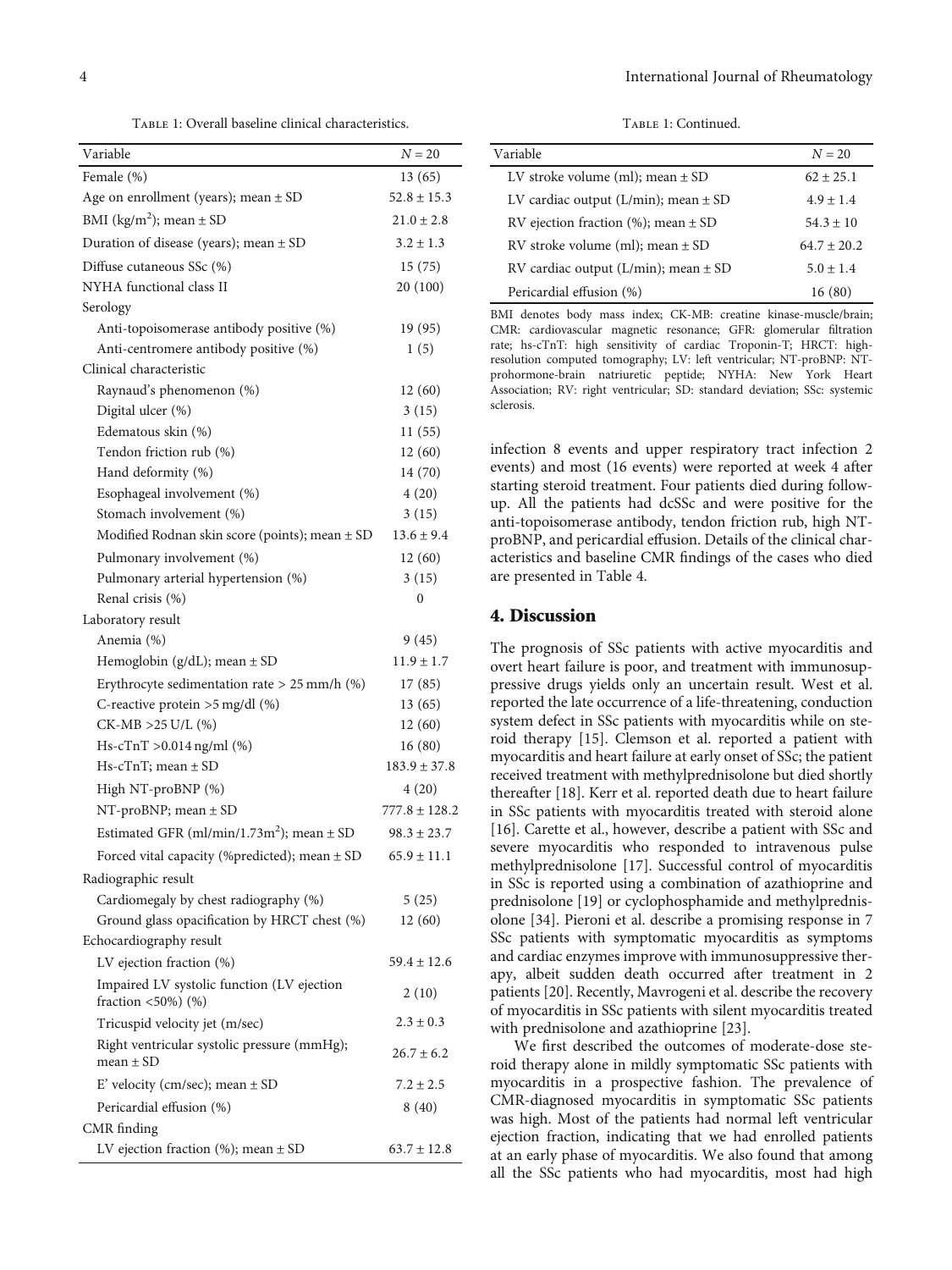Table 1: Overall baseline clinical characteristics.

| Variable | $N = 20$ |
|---|---|
| Female (%) | 13 (65) |
| Age on enrollment (years); mean ± SD | 52.8 ± 15.3 |
| BMI (kg/m$^2$); mean ± SD | 21.0 ± 2.8 |
| Duration of disease (years); mean ± SD | 3.2 ± 1.3 |
| Diffuse cutaneous SSc (%) | 15 (75) |
| NYHA functional class II | 20 (100) |
| Serology | |
| Anti-topoisomerase antibody positive (%) | 19 (95) |
| Anti-centromere antibody positive (%) | 1 (5) |
| Clinical characteristic | |
| Raynaud's phenomenon (%) | 12 (60) |
| Digital ulcer (%) | 3 (15) |
| Edematous skin (%) | 11 (55) |
| Tendon friction rub (%) | 12 (60) |
| Hand deformity (%) | 14 (70) |
| Esophageal involvement (%) | 4 (20) |
| Stomach involvement (%) | 3 (15) |
| Modified Rodnan skin score (points); mean ± SD | 13.6 ± 9.4 |
| Pulmonary involvement (%) | 12 (60) |
| Pulmonary arterial hypertension (%) | 3 (15) |
| Renal crisis (%) | 0 |
| Laboratory result | |
| Anemia (%) | 9 (45) |
| Hemoglobin (g/dL); mean ± SD | 11.9 ± 1.7 |
| Erythrocyte sedimentation rate > 25 mm/h (%) | 17 (85) |
| C-reactive protein >5 mg/dl (%) | 13 (65) |
| CK-MB >25 U/L (%) | 12 (60) |
| Hs-cTnT >0.014 ng/ml (%) | 16 (80) |
| Hs-cTnT; mean ± SD | 183.9 ± 37.8 |
| High NT-proBNP (%) | 4 (20) |
| NT-proBNP; mean ± SD | 777.8 ± 128.2 |
| Estimated GFR (ml/min/1.73m$^2$); mean ± SD | 98.3 ± 23.7 |
| Forced vital capacity (%predicted); mean ± SD | 65.9 ± 11.1 |
| Radiographic result | |
| Cardiomegaly by chest radiography (%) | 5 (25) |
| Ground glass opacification by HRCT chest (%) | 12 (60) |
| Echocardiography result | |
| LV ejection fraction (%) | 59.4 ± 12.6 |
| Impaired LV systolic function (LV ejection fraction <50%) (%) | 2 (10) |
| Tricuspid velocity jet (m/sec) | 2.3 ± 0.3 |
| Right ventricular systolic pressure (mmHg); mean ± SD | 26.7 ± 6.2 |
| E' velocity (cm/sec); mean ± SD | 7.2 ± 2.5 |
| Pericardial effusion (%) | 8 (40) |
| CMR finding | |
| LV ejection fraction (%); mean ± SD | 63.7 ± 12.8 |
| LV stroke volume (ml); mean ± SD | 62 ± 25.1 |
| LV cardiac output (L/min); mean ± SD | 4.9 ± 1.4 |
| RV ejection fraction (%); mean ± SD | 54.3 ± 10 |
| RV stroke volume (ml); mean ± SD | 64.7 ± 20.2 |
| RV cardiac output (L/min); mean ± SD | 5.0 ± 1.4 |
| Pericardial effusion (%) | 16 (80) |

BMI denotes body mass index; CK-MB: creatine kinase-muscle/brain; CMR: cardiovascular magnetic resonance; GFR: glomerular filtration rate; hs-cTnT: high sensitivity of cardiac Troponin-T; HRCT: high-resolution computed tomography; LV: left ventricular; NT-proBNP: NT-prohormone-brain natriuretic peptide; NYHA: New York Heart Association; RV: right ventricular; SD: standard deviation; SSc: systemic sclerosis.

infection 8 events and upper respiratory tract infection 2 events) and most (16 events) were reported at week 4 after starting steroid treatment. Four patients died during follow-up. All the patients had dcSSc and were positive for the anti-topoisomerase antibody, tendon friction rub, high NT-proBNP, and pericardial effusion. Details of the clinical characteristics and baseline CMR findings of the cases who died are presented in Table 4.

## 4. Discussion

The prognosis of SSc patients with active myocarditis and overt heart failure is poor, and treatment with immunosuppressive drugs yields only an uncertain result. West et al. reported the late occurrence of a life-threatening, conduction system defect in SSc patients with myocarditis while on steroid therapy [15]. Clemson et al. reported a patient with myocarditis and heart failure at early onset of SSc; the patient received treatment with methylprednisolone but died shortly thereafter [18]. Kerr et al. reported death due to heart failure in SSc patients with myocarditis treated with steroid alone [16]. Carette et al., however, describe a patient with SSc and severe myocarditis who responded to intravenous pulse methylprednisolone [17]. Successful control of myocarditis in SSc is reported using a combination of azathioprine and prednisolone [19] or cyclophosphamide and methylprednisolone [34]. Pieroni et al. describe a promising response in 7 SSc patients with symptomatic myocarditis as symptoms and cardiac enzymes improve with immunosuppressive therapy, albeit sudden death occurred after treatment in 2 patients [20]. Recently, Mavrogeni et al. describe the recovery of myocarditis in SSc patients with silent myocarditis treated with prednisolone and azathioprine [23].

We first described the outcomes of moderate-dose steroid therapy alone in mildly symptomatic SSc patients with myocarditis in a prospective fashion. The prevalence of CMR-diagnosed myocarditis in symptomatic SSc patients was high. Most of the patients had normal left ventricular ejection fraction, indicating that we had enrolled patients at an early phase of myocarditis. We also found that among all the SSc patients who had myocarditis, most had high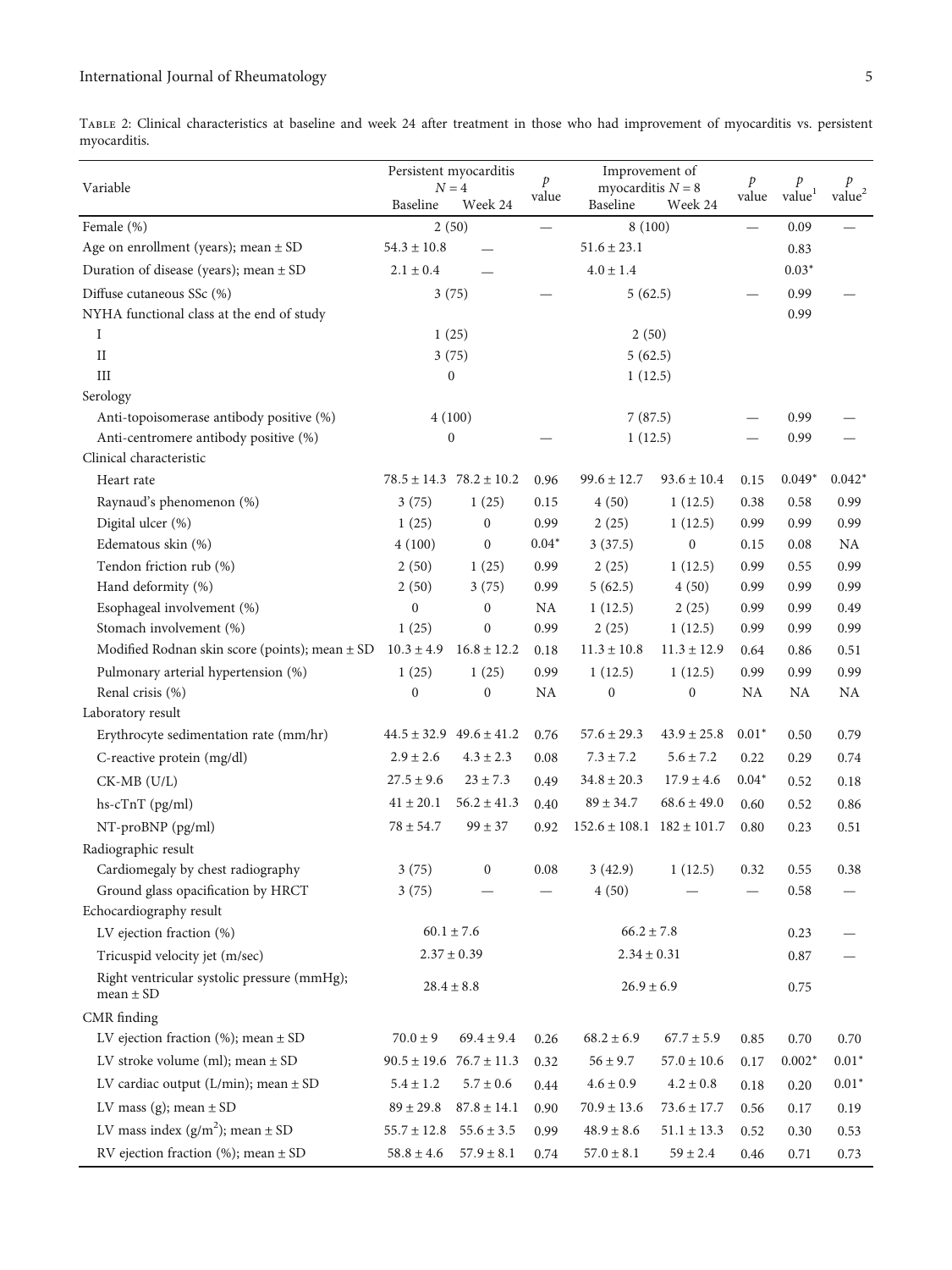Table 2: Clinical characteristics at baseline and week 24 after treatment in those who had improvement of myocarditis vs. persistent myocarditis.

| Variable | Persistent myocarditis $N = 4$ | | $p$ value | Improvement of myocarditis $N = 8$ | | $p$ value | $p$ value[1] | $p$ value[2] |
|---|---|---|---|---|---|---|---|---|
| | Baseline | Week 24 | | Baseline | Week 24 | | | |
| Female (%) | 2 (50) | | — | 8 (100) | | — | 0.09 | — |
| Age on enrollment (years); mean ± SD | 54.3 ± 10.8 | — | | 51.6 ± 23.1 | | | 0.83 | |
| Duration of disease (years); mean ± SD | 2.1 ± 0.4 | — | | 4.0 ± 1.4 | | | 0.03* | |
| Diffuse cutaneous SSc (%) | 3 (75) | | — | 5 (62.5) | | — | 0.99 | — |
| NYHA functional class at the end of study | | | | | | | 0.99 | |
| I | 1 (25) | | | 2 (50) | | | | |
| II | 3 (75) | | | 5 (62.5) | | | | |
| III | 0 | | | 1 (12.5) | | | | |
| Serology | | | | | | | | |
| Anti-topoisomerase antibody positive (%) | 4 (100) | | | 7 (87.5) | | — | 0.99 | — |
| Anti-centromere antibody positive (%) | 0 | | — | 1 (12.5) | | — | 0.99 | — |
| Clinical characteristic | | | | | | | | |
| Heart rate | 78.5 ± 14.3 | 78.2 ± 10.2 | 0.96 | 99.6 ± 12.7 | 93.6 ± 10.4 | 0.15 | 0.049* | 0.042* |
| Raynaud's phenomenon (%) | 3 (75) | 1 (25) | 0.15 | 4 (50) | 1 (12.5) | 0.38 | 0.58 | 0.99 |
| Digital ulcer (%) | 1 (25) | 0 | 0.99 | 2 (25) | 1 (12.5) | 0.99 | 0.99 | 0.99 |
| Edematous skin (%) | 4 (100) | 0 | 0.04* | 3 (37.5) | 0 | 0.15 | 0.08 | NA |
| Tendon friction rub (%) | 2 (50) | 1 (25) | 0.99 | 2 (25) | 1 (12.5) | 0.99 | 0.55 | 0.99 |
| Hand deformity (%) | 2 (50) | 3 (75) | 0.99 | 5 (62.5) | 4 (50) | 0.99 | 0.99 | 0.99 |
| Esophageal involvement (%) | 0 | 0 | NA | 1 (12.5) | 2 (25) | 0.99 | 0.99 | 0.49 |
| Stomach involvement (%) | 1 (25) | 0 | 0.99 | 2 (25) | 1 (12.5) | 0.99 | 0.99 | 0.99 |
| Modified Rodnan skin score (points); mean ± SD | 10.3 ± 4.9 | 16.8 ± 12.2 | 0.18 | 11.3 ± 10.8 | 11.3 ± 12.9 | 0.64 | 0.86 | 0.51 |
| Pulmonary arterial hypertension (%) | 1 (25) | 1 (25) | 0.99 | 1 (12.5) | 1 (12.5) | 0.99 | 0.99 | 0.99 |
| Renal crisis (%) | 0 | 0 | NA | 0 | 0 | NA | NA | NA |
| Laboratory result | | | | | | | | |
| Erythrocyte sedimentation rate (mm/hr) | 44.5 ± 32.9 | 49.6 ± 41.2 | 0.76 | 57.6 ± 29.3 | 43.9 ± 25.8 | 0.01* | 0.50 | 0.79 |
| C-reactive protein (mg/dl) | 2.9 ± 2.6 | 4.3 ± 2.3 | 0.08 | 7.3 ± 7.2 | 5.6 ± 7.2 | 0.22 | 0.29 | 0.74 |
| CK-MB (U/L) | 27.5 ± 9.6 | 23 ± 7.3 | 0.49 | 34.8 ± 20.3 | 17.9 ± 4.6 | 0.04* | 0.52 | 0.18 |
| hs-cTnT (pg/ml) | 41 ± 20.1 | 56.2 ± 41.3 | 0.40 | 89 ± 34.7 | 68.6 ± 49.0 | 0.60 | 0.52 | 0.86 |
| NT-proBNP (pg/ml) | 78 ± 54.7 | 99 ± 37 | 0.92 | 152.6 ± 108.1 | 182 ± 101.7 | 0.80 | 0.23 | 0.51 |
| Radiographic result | | | | | | | | |
| Cardiomegaly by chest radiography | 3 (75) | 0 | 0.08 | 3 (42.9) | 1 (12.5) | 0.32 | 0.55 | 0.38 |
| Ground glass opacification by HRCT | 3 (75) | — | — | 4 (50) | — | — | 0.58 | — |
| Echocardiography result | | | | | | | | |
| LV ejection fraction (%) | 60.1 ± 7.6 | | | 66.2 ± 7.8 | | | 0.23 | — |
| Tricuspid velocity jet (m/sec) | 2.37 ± 0.39 | | | 2.34 ± 0.31 | | | 0.87 | — |
| Right ventricular systolic pressure (mmHg); mean ± SD | 28.4 ± 8.8 | | | 26.9 ± 6.9 | | | 0.75 | |
| CMR finding | | | | | | | | |
| LV ejection fraction (%); mean ± SD | 70.0 ± 9 | 69.4 ± 9.4 | 0.26 | 68.2 ± 6.9 | 67.7 ± 5.9 | 0.85 | 0.70 | 0.70 |
| LV stroke volume (ml); mean ± SD | 90.5 ± 19.6 | 76.7 ± 11.3 | 0.32 | 56 ± 9.7 | 57.0 ± 10.6 | 0.17 | 0.002* | 0.01* |
| LV cardiac output (L/min); mean ± SD | 5.4 ± 1.2 | 5.7 ± 0.6 | 0.44 | 4.6 ± 0.9 | 4.2 ± 0.8 | 0.18 | 0.20 | 0.01* |
| LV mass (g); mean ± SD | 89 ± 29.8 | 87.8 ± 14.1 | 0.90 | 70.9 ± 13.6 | 73.6 ± 17.7 | 0.56 | 0.17 | 0.19 |
| LV mass index ($g/m^2$); mean ± SD | 55.7 ± 12.8 | 55.6 ± 3.5 | 0.99 | 48.9 ± 8.6 | 51.1 ± 13.3 | 0.52 | 0.30 | 0.53 |
| RV ejection fraction (%); mean ± SD | 58.8 ± 4.6 | 57.9 ± 8.1 | 0.74 | 57.0 ± 8.1 | 59 ± 2.4 | 0.46 | 0.71 | 0.73 |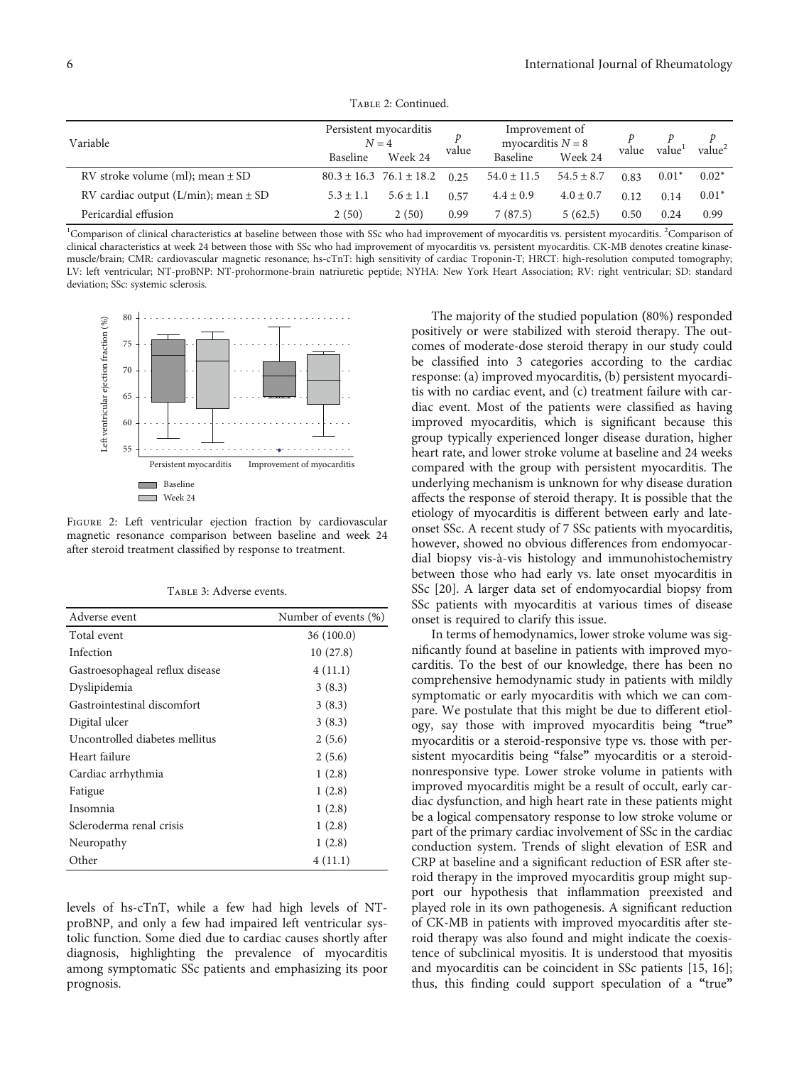Table 2: Continued.

| Variable | Persistent myocarditis $N = 4$ | | $p$ value | Improvement of myocarditis $N = 8$ | | $p$ value | $p$ value[1] | $p$ value[2] |
|---|---|---|---|---|---|---|---|---|
| | Baseline | Week 24 | | Baseline | Week 24 | | | |
| RV stroke volume (ml); mean ± SD | 80.3 ± 16.3 | 76.1 ± 18.2 | 0.25 | 54.0 ± 11.5 | 54.5 ± 8.7 | 0.83 | 0.01* | 0.02* |
| RV cardiac output (L/min); mean ± SD | 5.3 ± 1.1 | 5.6 ± 1.1 | 0.57 | 4.4 ± 0.9 | 4.0 ± 0.7 | 0.12 | 0.14 | 0.01* |
| Pericardial effusion | 2 (50) | 2 (50) | 0.99 | 7 (87.5) | 5 (62.5) | 0.50 | 0.24 | 0.99 |

[1]Comparison of clinical characteristics at baseline between those with SSc who had improvement of myocarditis vs. persistent myocarditis. [2]Comparison of clinical characteristics at week 24 between those with SSc who had improvement of myocarditis vs. persistent myocarditis. CK-MB denotes creatine kinase-muscle/brain; CMR: cardiovascular magnetic resonance; hs-cTnT: high sensitivity of cardiac Troponin-T; HRCT: high-resolution computed tomography; LV: left ventricular; NT-proBNP: NT-prohormone-brain natriuretic peptide; NYHA: New York Heart Association; RV: right ventricular; SD: standard deviation; SSc: systemic sclerosis.

Figure 2: Left ventricular ejection fraction by cardiovascular magnetic resonance comparison between baseline and week 24 after steroid treatment classified by response to treatment.

Table 3: Adverse events.

| Adverse event | Number of events (%) |
|---|---|
| Total event | 36 (100.0) |
| Infection | 10 (27.8) |
| Gastroesophageal reflux disease | 4 (11.1) |
| Dyslipidemia | 3 (8.3) |
| Gastrointestinal discomfort | 3 (8.3) |
| Digital ulcer | 3 (8.3) |
| Uncontrolled diabetes mellitus | 2 (5.6) |
| Heart failure | 2 (5.6) |
| Cardiac arrhythmia | 1 (2.8) |
| Fatigue | 1 (2.8) |
| Insomnia | 1 (2.8) |
| Scleroderma renal crisis | 1 (2.8) |
| Neuropathy | 1 (2.8) |
| Other | 4 (11.1) |

levels of hs-cTnT, while a few had high levels of NT-proBNP, and only a few had impaired left ventricular systolic function. Some died due to cardiac causes shortly after diagnosis, highlighting the prevalence of myocarditis among symptomatic SSc patients and emphasizing its poor prognosis.

The majority of the studied population (80%) responded positively or were stabilized with steroid therapy. The outcomes of moderate-dose steroid therapy in our study could be classified into 3 categories according to the cardiac response: (a) improved myocarditis, (b) persistent myocarditis with no cardiac event, and (c) treatment failure with cardiac event. Most of the patients were classified as having improved myocarditis, which is significant because this group typically experienced longer disease duration, higher heart rate, and lower stroke volume at baseline and 24 weeks compared with the group with persistent myocarditis. The underlying mechanism is unknown for why disease duration affects the response of steroid therapy. It is possible that the etiology of myocarditis is different between early and late-onset SSc. A recent study of 7 SSc patients with myocarditis, however, showed no obvious differences from endomyocardial biopsy vis-à-vis histology and immunohistochemistry between those who had early vs. late onset myocarditis in SSc [20]. A larger data set of endomyocardial biopsy from SSc patients with myocarditis at various times of disease onset is required to clarify this issue.

In terms of hemodynamics, lower stroke volume was significantly found at baseline in patients with improved myocarditis. To the best of our knowledge, there has been no comprehensive hemodynamic study in patients with mildly symptomatic or early myocarditis with which we can compare. We postulate that this might be due to different etiology, say those with improved myocarditis being "true" myocarditis or a steroid-responsive type vs. those with persistent myocarditis being "false" myocarditis or a steroid-nonresponsive type. Lower stroke volume in patients with improved myocarditis might be a result of occult, early cardiac dysfunction, and high heart rate in these patients might be a logical compensatory response to low stroke volume or part of the primary cardiac involvement of SSc in the cardiac conduction system. Trends of slight elevation of ESR and CRP at baseline and a significant reduction of ESR after steroid therapy in the improved myocarditis group might support our hypothesis that inflammation preexisted and played role in its own pathogenesis. A significant reduction of CK-MB in patients with improved myocarditis after steroid therapy was also found and might indicate the coexistence of subclinical myositis. It is understood that myositis and myocarditis can be coincident in SSc patients [15, 16]; thus, this finding could support speculation of a "true"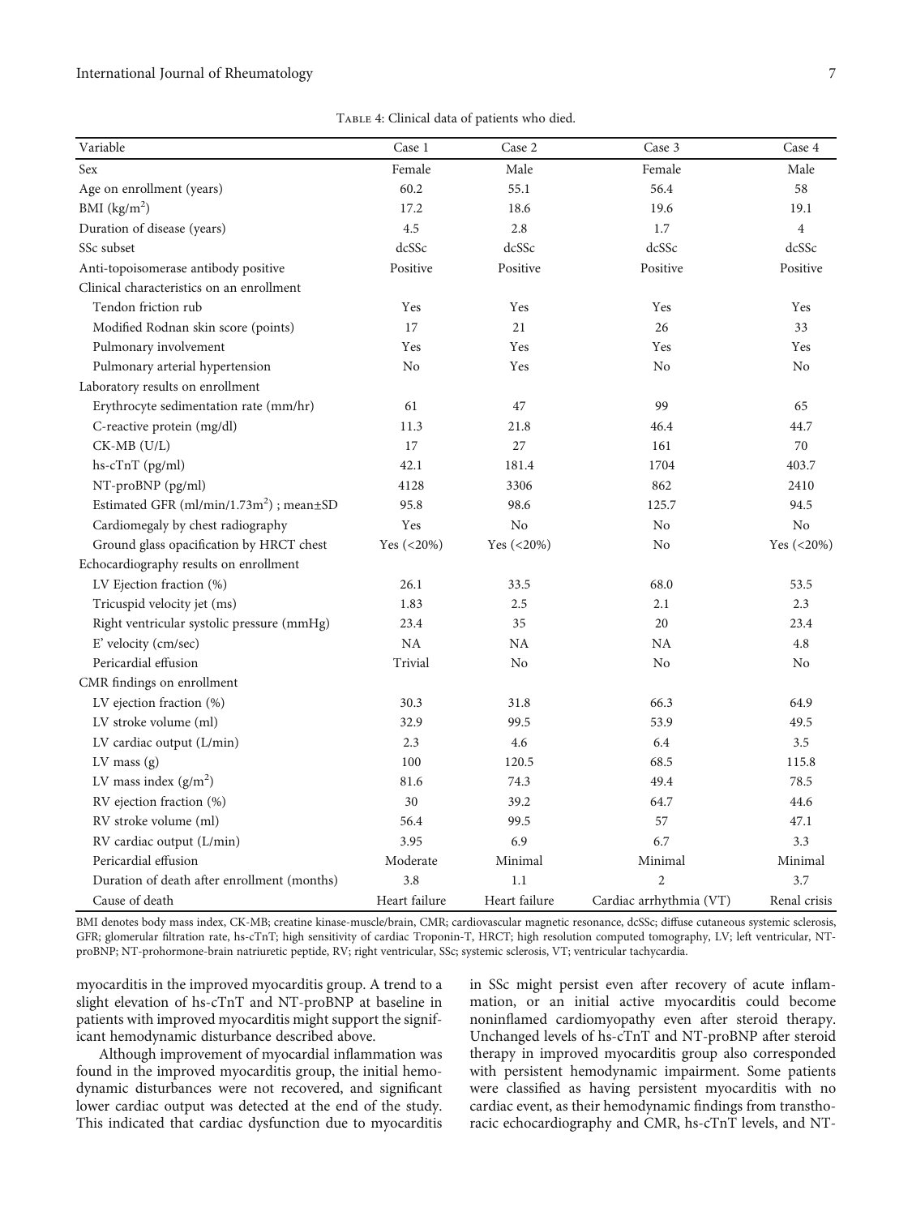Table 4: Clinical data of patients who died.

| Variable | Case 1 | Case 2 | Case 3 | Case 4 |
|---|---|---|---|---|
| Sex | Female | Male | Female | Male |
| Age on enrollment (years) | 60.2 | 55.1 | 56.4 | 58 |
| BMI (kg/m$^2$) | 17.2 | 18.6 | 19.6 | 19.1 |
| Duration of disease (years) | 4.5 | 2.8 | 1.7 | 4 |
| SSc subset | dcSSc | dcSSc | dcSSc | dcSSc |
| Anti-topoisomerase antibody positive | Positive | Positive | Positive | Positive |
| Clinical characteristics on an enrollment | | | | |
| Tendon friction rub | Yes | Yes | Yes | Yes |
| Modified Rodnan skin score (points) | 17 | 21 | 26 | 33 |
| Pulmonary involvement | Yes | Yes | Yes | Yes |
| Pulmonary arterial hypertension | No | Yes | No | No |
| Laboratory results on enrollment | | | | |
| Erythrocyte sedimentation rate (mm/hr) | 61 | 47 | 99 | 65 |
| C-reactive protein (mg/dl) | 11.3 | 21.8 | 46.4 | 44.7 |
| CK-MB (U/L) | 17 | 27 | 161 | 70 |
| hs-cTnT (pg/ml) | 42.1 | 181.4 | 1704 | 403.7 |
| NT-proBNP (pg/ml) | 4128 | 3306 | 862 | 2410 |
| Estimated GFR (ml/min/1.73m$^2$) ; mean±SD | 95.8 | 98.6 | 125.7 | 94.5 |
| Cardiomegaly by chest radiography | Yes | No | No | No |
| Ground glass opacification by HRCT chest | Yes (<20%) | Yes (<20%) | No | Yes (<20%) |
| Echocardiography results on enrollment | | | | |
| LV Ejection fraction (%) | 26.1 | 33.5 | 68.0 | 53.5 |
| Tricuspid velocity jet (ms) | 1.83 | 2.5 | 2.1 | 2.3 |
| Right ventricular systolic pressure (mmHg) | 23.4 | 35 | 20 | 23.4 |
| E' velocity (cm/sec) | NA | NA | NA | 4.8 |
| Pericardial effusion | Trivial | No | No | No |
| CMR findings on enrollment | | | | |
| LV ejection fraction (%) | 30.3 | 31.8 | 66.3 | 64.9 |
| LV stroke volume (ml) | 32.9 | 99.5 | 53.9 | 49.5 |
| LV cardiac output (L/min) | 2.3 | 4.6 | 6.4 | 3.5 |
| LV mass (g) | 100 | 120.5 | 68.5 | 115.8 |
| LV mass index (g/m$^2$) | 81.6 | 74.3 | 49.4 | 78.5 |
| RV ejection fraction (%) | 30 | 39.2 | 64.7 | 44.6 |
| RV stroke volume (ml) | 56.4 | 99.5 | 57 | 47.1 |
| RV cardiac output (L/min) | 3.95 | 6.9 | 6.7 | 3.3 |
| Pericardial effusion | Moderate | Minimal | Minimal | Minimal |
| Duration of death after enrollment (months) | 3.8 | 1.1 | 2 | 3.7 |
| Cause of death | Heart failure | Heart failure | Cardiac arrhythmia (VT) | Renal crisis |

BMI denotes body mass index, CK-MB; creatine kinase-muscle/brain, CMR; cardiovascular magnetic resonance, dcSSc; diffuse cutaneous systemic sclerosis, GFR; glomerular filtration rate, hs-cTnT; high sensitivity of cardiac Troponin-T, HRCT; high resolution computed tomography, LV; left ventricular, NT-proBNP; NT-prohormone-brain natriuretic peptide, RV; right ventricular, SSc; systemic sclerosis, VT; ventricular tachycardia.

myocarditis in the improved myocarditis group. A trend to a slight elevation of hs-cTnT and NT-proBNP at baseline in patients with improved myocarditis might support the significant hemodynamic disturbance described above.

Although improvement of myocardial inflammation was found in the improved myocarditis group, the initial hemodynamic disturbances were not recovered, and significant lower cardiac output was detected at the end of the study. This indicated that cardiac dysfunction due to myocarditis in SSc might persist even after recovery of acute inflammation, or an initial active myocarditis could become noninflamed cardiomyopathy even after steroid therapy. Unchanged levels of hs-cTnT and NT-proBNP after steroid therapy in improved myocarditis group also corresponded with persistent hemodynamic impairment. Some patients were classified as having persistent myocarditis with no cardiac event, as their hemodynamic findings from transthoracic echocardiography and CMR, hs-cTnT levels, and NT-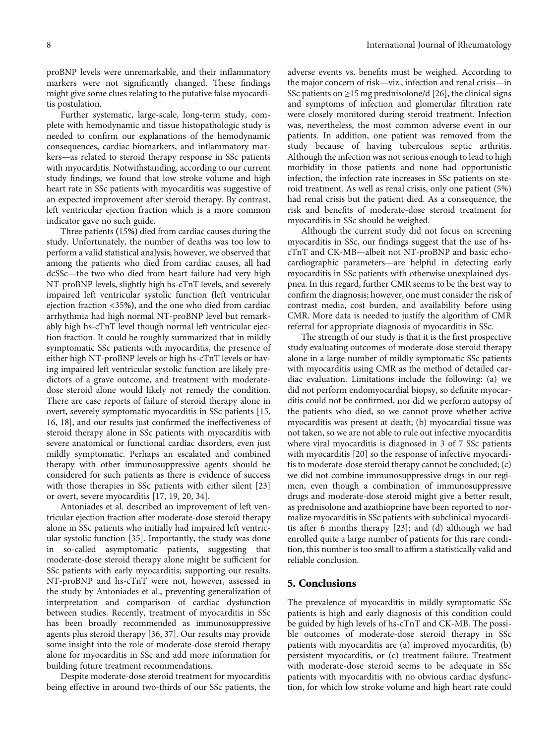proBNP levels were unremarkable, and their inflammatory markers were not significantly changed. These findings might give some clues relating to the putative false myocarditis postulation.

Further systematic, large-scale, long-term study, complete with hemodynamic and tissue histopathologic study is needed to confirm our explanations of the hemodynamic consequences, cardiac biomarkers, and inflammatory markers—as related to steroid therapy response in SSc patients with myocarditis. Notwithstanding, according to our current study findings, we found that low stroke volume and high heart rate in SSc patients with myocarditis was suggestive of an expected improvement after steroid therapy. By contrast, left ventricular ejection fraction which is a more common indicator gave no such guide.

Three patients (15%) died from cardiac causes during the study. Unfortunately, the number of deaths was too low to perform a valid statistical analysis; however, we observed that among the patients who died from cardiac causes, all had dcSSc—the two who died from heart failure had very high NT-proBNP levels, slightly high hs-cTnT levels, and severely impaired left ventricular systolic function (left ventricular ejection fraction <35%), and the one who died from cardiac arrhythmia had high normal NT-proBNP level but remarkably high hs-cTnT level though normal left ventricular ejection fraction. It could be roughly summarized that in mildly symptomatic SSc patients with myocarditis, the presence of either high NT-proBNP levels or high hs-cTnT levels or having impaired left ventricular systolic function are likely predictors of a grave outcome, and treatment with moderate-dose steroid alone would likely not remedy the condition. There are case reports of failure of steroid therapy alone in overt, severely symptomatic myocarditis in SSc patients [15, 16, 18], and our results just confirmed the ineffectiveness of steroid therapy alone in SSc patients with myocarditis with severe anatomical or functional cardiac disorders, even just mildly symptomatic. Perhaps an escalated and combined therapy with other immunosuppressive agents should be considered for such patients as there is evidence of success with those therapies in SSc patients with either silent [23] or overt, severe myocarditis [17, 19, 20, 34].

Antoniades et al. described an improvement of left ventricular ejection fraction after moderate-dose steroid therapy alone in SSc patients who initially had impaired left ventricular systolic function [35]. Importantly, the study was done in so-called asymptomatic patients, suggesting that moderate-dose steroid therapy alone might be sufficient for SSc patients with early myocarditis; supporting our results. NT-proBNP and hs-cTnT were not, however, assessed in the study by Antoniades et al., preventing generalization of interpretation and comparison of cardiac dysfunction between studies. Recently, treatment of myocarditis in SSc has been broadly recommended as immunosuppressive agents plus steroid therapy [36, 37]. Our results may provide some insight into the role of moderate-dose steroid therapy alone for myocarditis in SSc and add more information for building future treatment recommendations.

Despite moderate-dose steroid treatment for myocarditis being effective in around two-thirds of our SSc patients, the adverse events vs. benefits must be weighed. According to the major concern of risk—viz., infection and renal crisis—in SSc patients on ≥15 mg prednisolone/d [26], the clinical signs and symptoms of infection and glomerular filtration rate were closely monitored during steroid treatment. Infection was, nevertheless, the most common adverse event in our patients. In addition, one patient was removed from the study because of having tuberculous septic arthritis. Although the infection was not serious enough to lead to high morbidity in those patients and none had opportunistic infection, the infection rate increases in SSc patients on steroid treatment. As well as renal crisis, only one patient (5%) had renal crisis but the patient died. As a consequence, the risk and benefits of moderate-dose steroid treatment for myocarditis in SSc should be weighed.

Although the current study did not focus on screening myocarditis in SSc, our findings suggest that the use of hs-cTnT and CK-MB—albeit not NT-proBNP and basic echocardiographic parameters—are helpful in detecting early myocarditis in SSc patients with otherwise unexplained dyspnea. In this regard, further CMR seems to be the best way to confirm the diagnosis; however, one must consider the risk of contrast media, cost burden, and availability before using CMR. More data is needed to justify the algorithm of CMR referral for appropriate diagnosis of myocarditis in SSc.

The strength of our study is that it is the first prospective study evaluating outcomes of moderate-dose steroid therapy alone in a large number of mildly symptomatic SSc patients with myocarditis using CMR as the method of detailed cardiac evaluation. Limitations include the following: (a) we did not perform endomyocardial biopsy, so definite myocarditis could not be confirmed, nor did we perform autopsy of the patients who died, so we cannot prove whether active myocarditis was present at death; (b) myocardial tissue was not taken, so we are not able to rule out infective myocarditis where viral myocarditis is diagnosed in 3 of 7 SSc patients with myocarditis [20] so the response of infective myocarditis to moderate-dose steroid therapy cannot be concluded; (c) we did not combine immunosuppressive drugs in our regimen, even though a combination of immunosuppressive drugs and moderate-dose steroid might give a better result, as prednisolone and azathioprine have been reported to normalize myocarditis in SSc patients with subclinical myocarditis after 6 months therapy [23]; and (d) although we had enrolled quite a large number of patients for this rare condition, this number is too small to affirm a statistically valid and reliable conclusion.

## 5. Conclusions

The prevalence of myocarditis in mildly symptomatic SSc patients is high and early diagnosis of this condition could be guided by high levels of hs-cTnT and CK-MB. The possible outcomes of moderate-dose steroid therapy in SSc patients with myocarditis are (a) improved myocarditis, (b) persistent myocarditis, or (c) treatment failure. Treatment with moderate-dose steroid seems to be adequate in SSc patients with myocarditis with no obvious cardiac dysfunction, for which low stroke volume and high heart rate could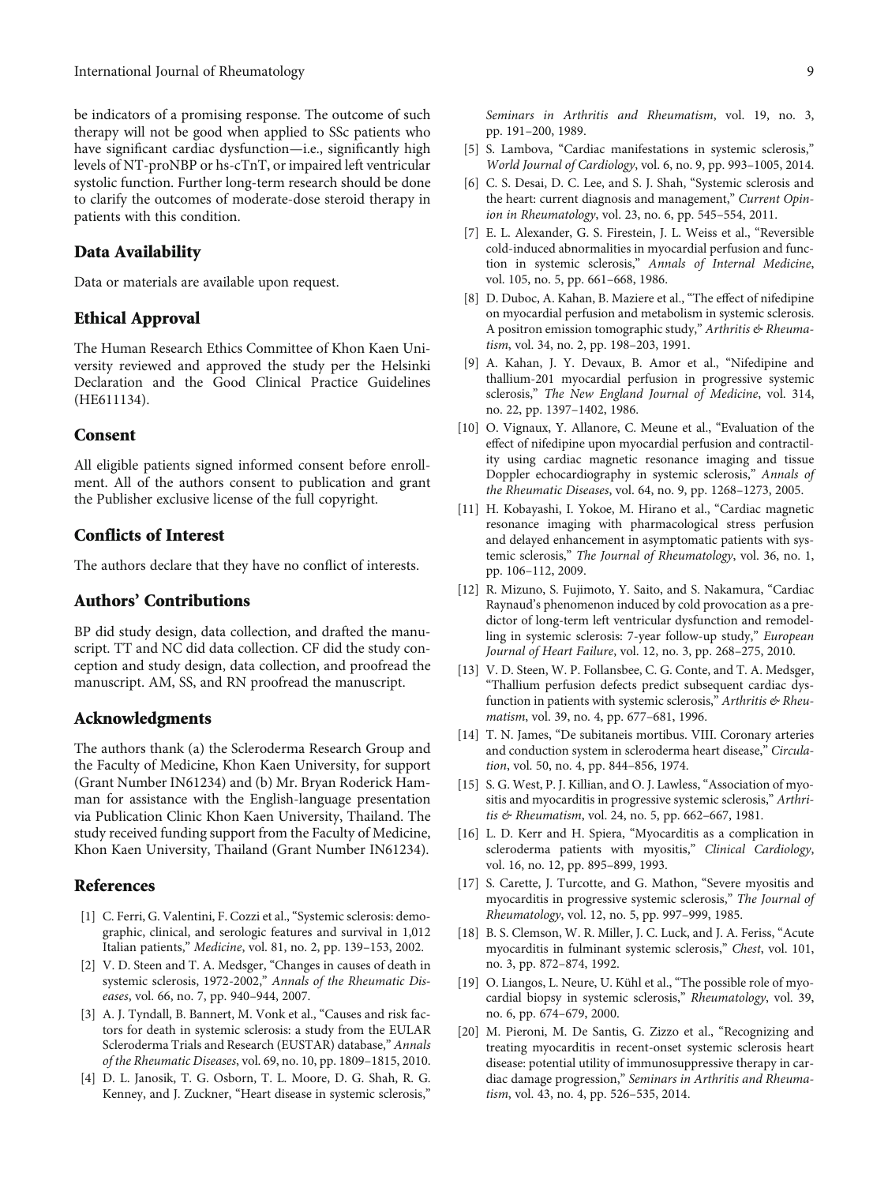be indicators of a promising response. The outcome of such therapy will not be good when applied to SSc patients who have significant cardiac dysfunction—i.e., significantly high levels of NT-proNBP or hs-cTnT, or impaired left ventricular systolic function. Further long-term research should be done to clarify the outcomes of moderate-dose steroid therapy in patients with this condition.

## Data Availability

Data or materials are available upon request.

## Ethical Approval

The Human Research Ethics Committee of Khon Kaen University reviewed and approved the study per the Helsinki Declaration and the Good Clinical Practice Guidelines (HE611134).

## Consent

All eligible patients signed informed consent before enrollment. All of the authors consent to publication and grant the Publisher exclusive license of the full copyright.

## Conflicts of Interest

The authors declare that they have no conflict of interests.

## Authors' Contributions

BP did study design, data collection, and drafted the manuscript. TT and NC did data collection. CF did the study conception and study design, data collection, and proofread the manuscript. AM, SS, and RN proofread the manuscript.

## Acknowledgments

The authors thank (a) the Scleroderma Research Group and the Faculty of Medicine, Khon Kaen University, for support (Grant Number IN61234) and (b) Mr. Bryan Roderick Hamman for assistance with the English-language presentation via Publication Clinic Khon Kaen University, Thailand. The study received funding support from the Faculty of Medicine, Khon Kaen University, Thailand (Grant Number IN61234).

## References

[1] C. Ferri, G. Valentini, F. Cozzi et al., "Systemic sclerosis: demographic, clinical, and serologic features and survival in 1,012 Italian patients," *Medicine*, vol. 81, no. 2, pp. 139–153, 2002.

[2] V. D. Steen and T. A. Medsger, "Changes in causes of death in systemic sclerosis, 1972-2002," *Annals of the Rheumatic Diseases*, vol. 66, no. 7, pp. 940–944, 2007.

[3] A. J. Tyndall, B. Bannert, M. Vonk et al., "Causes and risk factors for death in systemic sclerosis: a study from the EULAR Scleroderma Trials and Research (EUSTAR) database," *Annals of the Rheumatic Diseases*, vol. 69, no. 10, pp. 1809–1815, 2010.

[4] D. L. Janosik, T. G. Osborn, T. L. Moore, D. G. Shah, R. G. Kenney, and J. Zuckner, "Heart disease in systemic sclerosis," *Seminars in Arthritis and Rheumatism*, vol. 19, no. 3, pp. 191–200, 1989.

[5] S. Lambova, "Cardiac manifestations in systemic sclerosis," *World Journal of Cardiology*, vol. 6, no. 9, pp. 993–1005, 2014.

[6] C. S. Desai, D. C. Lee, and S. J. Shah, "Systemic sclerosis and the heart: current diagnosis and management," *Current Opinion in Rheumatology*, vol. 23, no. 6, pp. 545–554, 2011.

[7] E. L. Alexander, G. S. Firestein, J. L. Weiss et al., "Reversible cold-induced abnormalities in myocardial perfusion and function in systemic sclerosis," *Annals of Internal Medicine*, vol. 105, no. 5, pp. 661–668, 1986.

[8] D. Duboc, A. Kahan, B. Maziere et al., "The effect of nifedipine on myocardial perfusion and metabolism in systemic sclerosis. A positron emission tomographic study," *Arthritis & Rheumatism*, vol. 34, no. 2, pp. 198–203, 1991.

[9] A. Kahan, J. Y. Devaux, B. Amor et al., "Nifedipine and thallium-201 myocardial perfusion in progressive systemic sclerosis," *The New England Journal of Medicine*, vol. 314, no. 22, pp. 1397–1402, 1986.

[10] O. Vignaux, Y. Allanore, C. Meune et al., "Evaluation of the effect of nifedipine upon myocardial perfusion and contractility using cardiac magnetic resonance imaging and tissue Doppler echocardiography in systemic sclerosis," *Annals of the Rheumatic Diseases*, vol. 64, no. 9, pp. 1268–1273, 2005.

[11] H. Kobayashi, I. Yokoe, M. Hirano et al., "Cardiac magnetic resonance imaging with pharmacological stress perfusion and delayed enhancement in asymptomatic patients with systemic sclerosis," *The Journal of Rheumatology*, vol. 36, no. 1, pp. 106–112, 2009.

[12] R. Mizuno, S. Fujimoto, Y. Saito, and S. Nakamura, "Cardiac Raynaud's phenomenon induced by cold provocation as a predictor of long-term left ventricular dysfunction and remodelling in systemic sclerosis: 7-year follow-up study," *European Journal of Heart Failure*, vol. 12, no. 3, pp. 268–275, 2010.

[13] V. D. Steen, W. P. Follansbee, C. G. Conte, and T. A. Medsger, "Thallium perfusion defects predict subsequent cardiac dysfunction in patients with systemic sclerosis," *Arthritis & Rheumatism*, vol. 39, no. 4, pp. 677–681, 1996.

[14] T. N. James, "De subitaneis mortibus. VIII. Coronary arteries and conduction system in scleroderma heart disease," *Circulation*, vol. 50, no. 4, pp. 844–856, 1974.

[15] S. G. West, P. J. Killian, and O. J. Lawless, "Association of myositis and myocarditis in progressive systemic sclerosis," *Arthritis & Rheumatism*, vol. 24, no. 5, pp. 662–667, 1981.

[16] L. D. Kerr and H. Spiera, "Myocarditis as a complication in scleroderma patients with myositis," *Clinical Cardiology*, vol. 16, no. 12, pp. 895–899, 1993.

[17] S. Carette, J. Turcotte, and G. Mathon, "Severe myositis and myocarditis in progressive systemic sclerosis," *The Journal of Rheumatology*, vol. 12, no. 5, pp. 997–999, 1985.

[18] B. S. Clemson, W. R. Miller, J. C. Luck, and J. A. Feriss, "Acute myocarditis in fulminant systemic sclerosis," *Chest*, vol. 101, no. 3, pp. 872–874, 1992.

[19] O. Liangos, L. Neure, U. Kühl et al., "The possible role of myocardial biopsy in systemic sclerosis," *Rheumatology*, vol. 39, no. 6, pp. 674–679, 2000.

[20] M. Pieroni, M. De Santis, G. Zizzo et al., "Recognizing and treating myocarditis in recent-onset systemic sclerosis heart disease: potential utility of immunosuppressive therapy in cardiac damage progression," *Seminars in Arthritis and Rheumatism*, vol. 43, no. 4, pp. 526–535, 2014.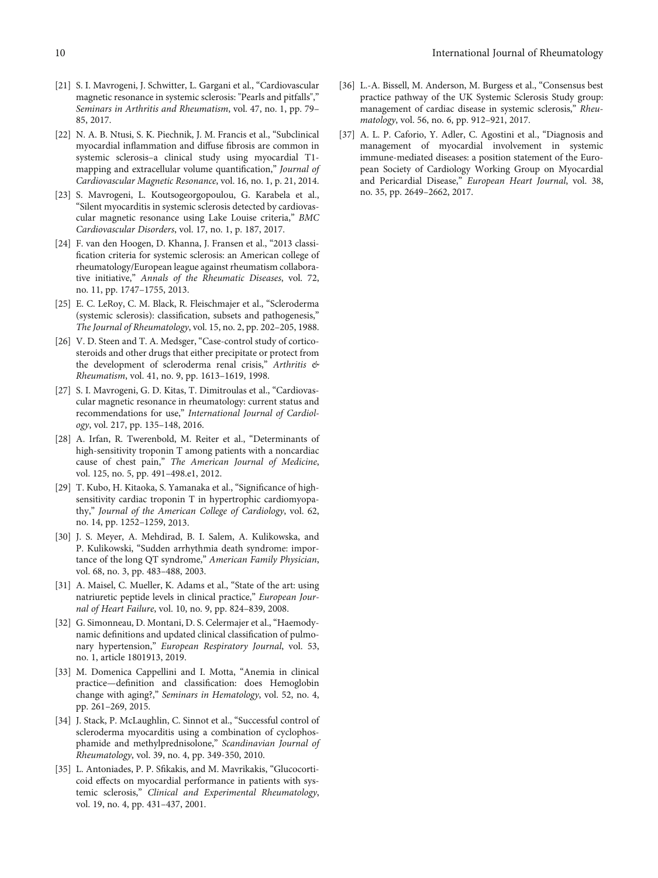[21] S. I. Mavrogeni, J. Schwitter, L. Gargani et al., "Cardiovascular magnetic resonance in systemic sclerosis: "Pearls and pitfalls"," *Seminars in Arthritis and Rheumatism*, vol. 47, no. 1, pp. 79–85, 2017.

[22] N. A. B. Ntusi, S. K. Piechnik, J. M. Francis et al., "Subclinical myocardial inflammation and diffuse fibrosis are common in systemic sclerosis–a clinical study using myocardial T1-mapping and extracellular volume quantification," *Journal of Cardiovascular Magnetic Resonance*, vol. 16, no. 1, p. 21, 2014.

[23] S. Mavrogeni, L. Koutsogeorgopoulou, G. Karabela et al., "Silent myocarditis in systemic sclerosis detected by cardiovascular magnetic resonance using Lake Louise criteria," *BMC Cardiovascular Disorders*, vol. 17, no. 1, p. 187, 2017.

[24] F. van den Hoogen, D. Khanna, J. Fransen et al., "2013 classification criteria for systemic sclerosis: an American college of rheumatology/European league against rheumatism collaborative initiative," *Annals of the Rheumatic Diseases*, vol. 72, no. 11, pp. 1747–1755, 2013.

[25] E. C. LeRoy, C. M. Black, R. Fleischmajer et al., "Scleroderma (systemic sclerosis): classification, subsets and pathogenesis," *The Journal of Rheumatology*, vol. 15, no. 2, pp. 202–205, 1988.

[26] V. D. Steen and T. A. Medsger, "Case-control study of corticosteroids and other drugs that either precipitate or protect from the development of scleroderma renal crisis," *Arthritis & Rheumatism*, vol. 41, no. 9, pp. 1613–1619, 1998.

[27] S. I. Mavrogeni, G. D. Kitas, T. Dimitroulas et al., "Cardiovascular magnetic resonance in rheumatology: current status and recommendations for use," *International Journal of Cardiology*, vol. 217, pp. 135–148, 2016.

[28] A. Irfan, R. Twerenbold, M. Reiter et al., "Determinants of high-sensitivity troponin T among patients with a noncardiac cause of chest pain," *The American Journal of Medicine*, vol. 125, no. 5, pp. 491–498.e1, 2012.

[29] T. Kubo, H. Kitaoka, S. Yamanaka et al., "Significance of high-sensitivity cardiac troponin T in hypertrophic cardiomyopathy," *Journal of the American College of Cardiology*, vol. 62, no. 14, pp. 1252–1259, 2013.

[30] J. S. Meyer, A. Mehdirad, B. I. Salem, A. Kulikowska, and P. Kulikowski, "Sudden arrhythmia death syndrome: importance of the long QT syndrome," *American Family Physician*, vol. 68, no. 3, pp. 483–488, 2003.

[31] A. Maisel, C. Mueller, K. Adams et al., "State of the art: using natriuretic peptide levels in clinical practice," *European Journal of Heart Failure*, vol. 10, no. 9, pp. 824–839, 2008.

[32] G. Simonneau, D. Montani, D. S. Celermajer et al., "Haemodynamic definitions and updated clinical classification of pulmonary hypertension," *European Respiratory Journal*, vol. 53, no. 1, article 1801913, 2019.

[33] M. Domenica Cappellini and I. Motta, "Anemia in clinical practice—definition and classification: does Hemoglobin change with aging?," *Seminars in Hematology*, vol. 52, no. 4, pp. 261–269, 2015.

[34] J. Stack, P. McLaughlin, C. Sinnot et al., "Successful control of scleroderma myocarditis using a combination of cyclophosphamide and methylprednisolone," *Scandinavian Journal of Rheumatology*, vol. 39, no. 4, pp. 349-350, 2010.

[35] L. Antoniades, P. P. Sfikakis, and M. Mavrikakis, "Glucocorticoid effects on myocardial performance in patients with systemic sclerosis," *Clinical and Experimental Rheumatology*, vol. 19, no. 4, pp. 431–437, 2001.

[36] L.-A. Bissell, M. Anderson, M. Burgess et al., "Consensus best practice pathway of the UK Systemic Sclerosis Study group: management of cardiac disease in systemic sclerosis," *Rheumatology*, vol. 56, no. 6, pp. 912–921, 2017.

[37] A. L. P. Caforio, Y. Adler, C. Agostini et al., "Diagnosis and management of myocardial involvement in systemic immune-mediated diseases: a position statement of the European Society of Cardiology Working Group on Myocardial and Pericardial Disease," *European Heart Journal*, vol. 38, no. 35, pp. 2649–2662, 2017.